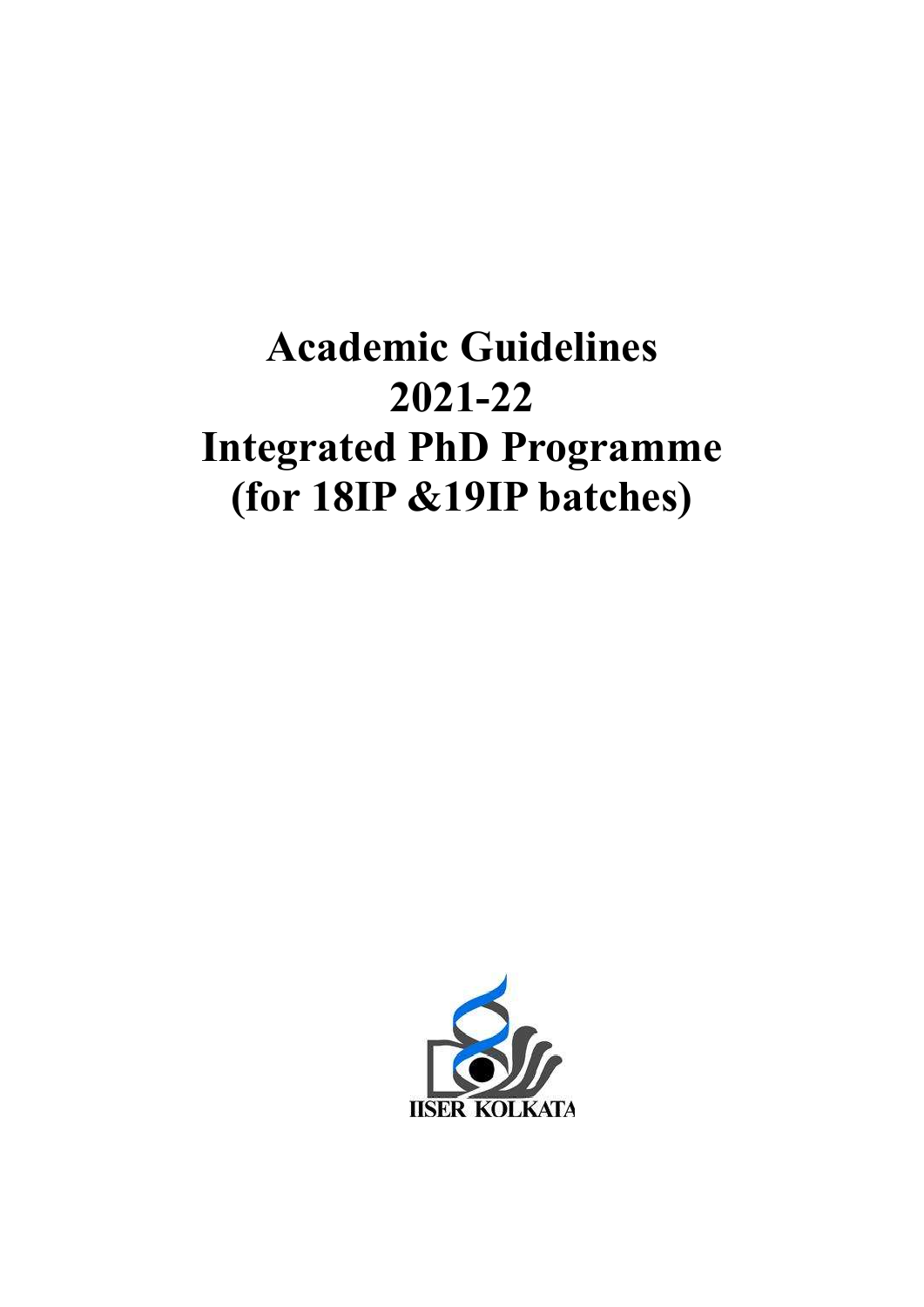# Academic Guidelines 2021-22 Integrated PhD Programme (for 18IP &19IP batches)

IISER KOLKATA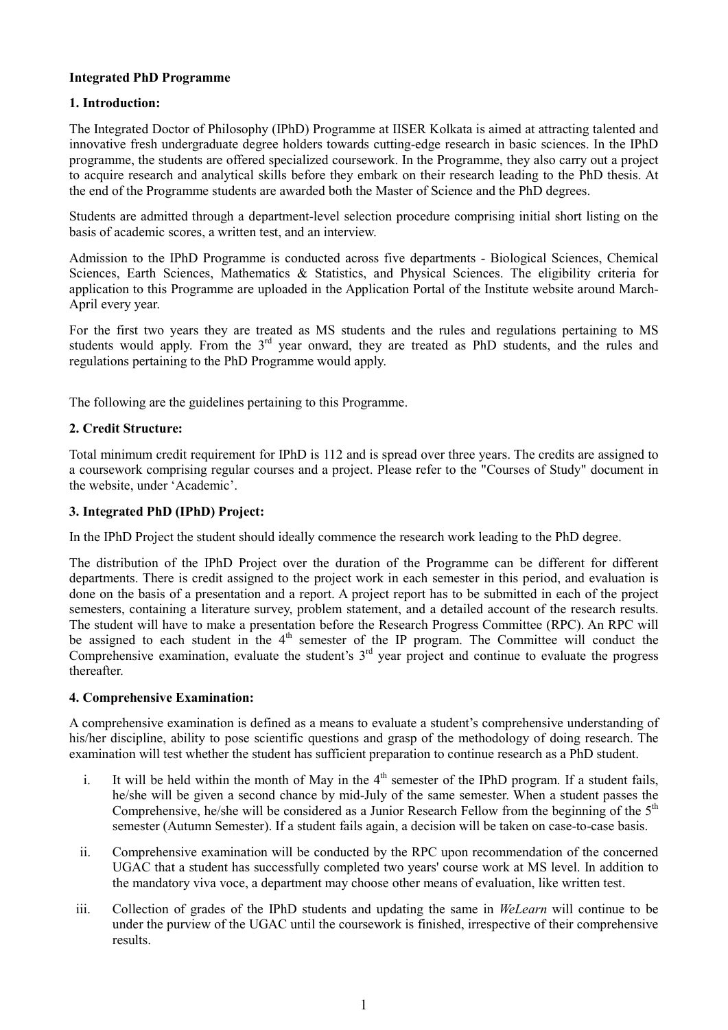**Integrated PhD Programme**

**1. Introduction:**

The Integrated Doctor of Philosophy (IPhD) Programme at IISER Kolkata is aimed at attracting talented and innovative fresh undergraduate degree holders towards cutting-edge research in basic sciences. In the IPhD programme, the students are offered specialized coursework. In the Programme, they also carry out a project to acquire research and analytical skills before they embark on their research leading to the PhD thesis. At the end of the Programme students are awarded both the Master of Science and the PhD degrees.

Students are admitted through a department-level selection procedure comprising initial short listing on the basis of academic scores, a written test, and an interview.

Admission to the IPhD Programme is conducted across five departments - Biological Sciences, Chemical Sciences, Earth Sciences, Mathematics & Statistics, and Physical Sciences. The eligibility criteria for application to this Programme are uploaded in the Application Portal of the Institute website around March-April every year.

For the first two years they are treated as MS students and the rules and regulations pertaining to MS students would apply. From the 3rd year onward, they are treated as PhD students, and the rules and regulations pertaining to the PhD Programme would apply.

The following are the guidelines pertaining to this Programme.

**2. Credit Structure:**

Total minimum credit requirement for IPhD is 112 and is spread over three years. The credits are assigned to a coursework comprising regular courses and a project. Please refer to the "Courses of Study" document in the website, under 'Academic'.

**3. Integrated PhD (IPhD) Project:**

In the IPhD Project the student should ideally commence the research work leading to the PhD degree.

The distribution of the IPhD Project over the duration of the Programme can be different for different departments. There is credit assigned to the project work in each semester in this period, and evaluation is done on the basis of a presentation and a report. A project report has to be submitted in each of the project semesters, containing a literature survey, problem statement, and a detailed account of the research results. The student will have to make a presentation before the Research Progress Committee (RPC). An RPC will be assigned to each student in the 4th semester of the IP program. The Committee will conduct the Comprehensive examination, evaluate the student's 3rd year project and continue to evaluate the progress thereafter.

**4. Comprehensive Examination:**

A comprehensive examination is defined as a means to evaluate a student's comprehensive understanding of his/her discipline, ability to pose scientific questions and grasp of the methodology of doing research. The examination will test whether the student has sufficient preparation to continue research as a PhD student.

i. It will be held within the month of May in the 4th semester of the IPhD program. If a student fails, he/she will be given a second chance by mid-July of the same semester. When a student passes the Comprehensive, he/she will be considered as a Junior Research Fellow from the beginning of the 5th semester (Autumn Semester). If a student fails again, a decision will be taken on case-to-case basis.

ii. Comprehensive examination will be conducted by the RPC upon recommendation of the concerned UGAC that a student has successfully completed two years' course work at MS level. In addition to the mandatory viva voce, a department may choose other means of evaluation, like written test.

iii. Collection of grades of the IPhD students and updating the same in *WeLearn* will continue to be under the purview of the UGAC until the coursework is finished, irrespective of their comprehensive results.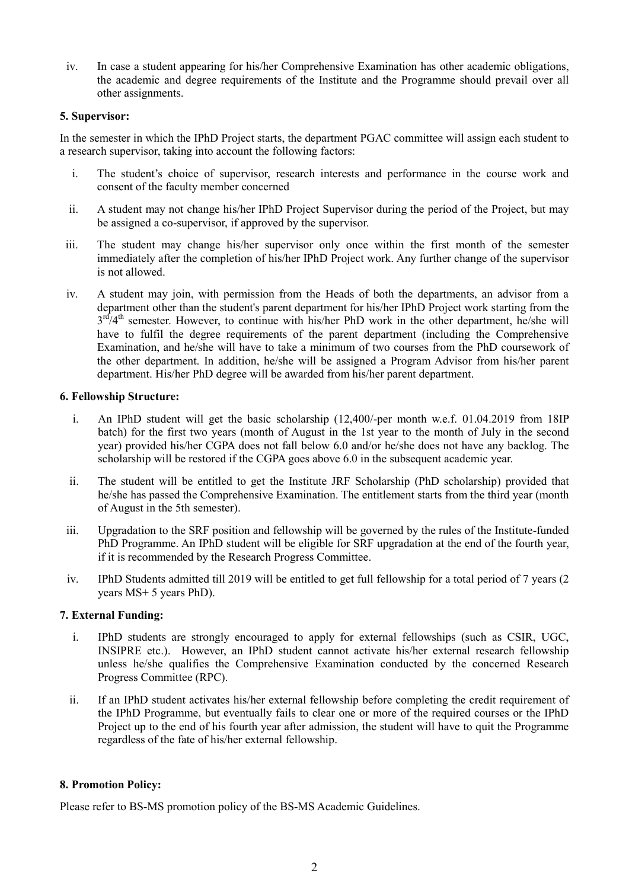iv. In case a student appearing for his/her Comprehensive Examination has other academic obligations, the academic and degree requirements of the Institute and the Programme should prevail over all other assignments.

**5. Supervisor:**

In the semester in which the IPhD Project starts, the department PGAC committee will assign each student to a research supervisor, taking into account the following factors:

i. The student's choice of supervisor, research interests and performance in the course work and consent of the faculty member concerned

ii. A student may not change his/her IPhD Project Supervisor during the period of the Project, but may be assigned a co-supervisor, if approved by the supervisor.

iii. The student may change his/her supervisor only once within the first month of the semester immediately after the completion of his/her IPhD Project work. Any further change of the supervisor is not allowed.

iv. A student may join, with permission from the Heads of both the departments, an advisor from a department other than the student's parent department for his/her IPhD Project work starting from the 3rd/4th semester. However, to continue with his/her PhD work in the other department, he/she will have to fulfil the degree requirements of the parent department (including the Comprehensive Examination, and he/she will have to take a minimum of two courses from the PhD coursework of the other department. In addition, he/she will be assigned a Program Advisor from his/her parent department. His/her PhD degree will be awarded from his/her parent department.

**6. Fellowship Structure:**

i. An IPhD student will get the basic scholarship (12,400/-per month w.e.f. 01.04.2019 from 18IP batch) for the first two years (month of August in the 1st year to the month of July in the second year) provided his/her CGPA does not fall below 6.0 and/or he/she does not have any backlog. The scholarship will be restored if the CGPA goes above 6.0 in the subsequent academic year.

ii. The student will be entitled to get the Institute JRF Scholarship (PhD scholarship) provided that he/she has passed the Comprehensive Examination. The entitlement starts from the third year (month of August in the 5th semester).

iii. Upgradation to the SRF position and fellowship will be governed by the rules of the Institute-funded PhD Programme. An IPhD student will be eligible for SRF upgradation at the end of the fourth year, if it is recommended by the Research Progress Committee.

iv. IPhD Students admitted till 2019 will be entitled to get full fellowship for a total period of 7 years (2 years MS+ 5 years PhD).

**7. External Funding:**

i. IPhD students are strongly encouraged to apply for external fellowships (such as CSIR, UGC, INSIPRE etc.). However, an IPhD student cannot activate his/her external research fellowship unless he/she qualifies the Comprehensive Examination conducted by the concerned Research Progress Committee (RPC).

ii. If an IPhD student activates his/her external fellowship before completing the credit requirement of the IPhD Programme, but eventually fails to clear one or more of the required courses or the IPhD Project up to the end of his fourth year after admission, the student will have to quit the Programme regardless of the fate of his/her external fellowship.

**8. Promotion Policy:**

Please refer to BS-MS promotion policy of the BS-MS Academic Guidelines.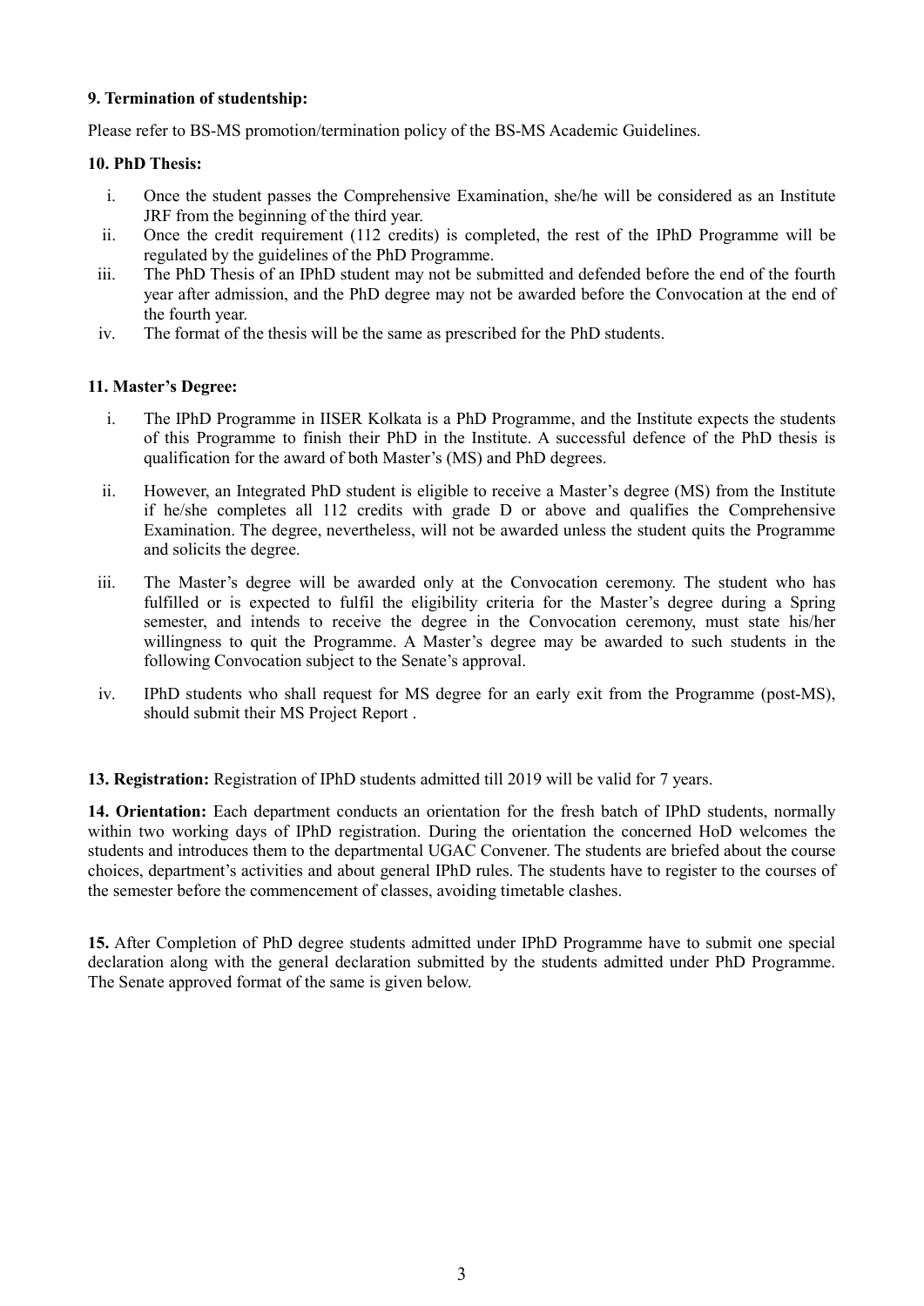**9. Termination of studentship:**

Please refer to BS-MS promotion/termination policy of the BS-MS Academic Guidelines.

**10. PhD Thesis:**

i. Once the student passes the Comprehensive Examination, she/he will be considered as an Institute JRF from the beginning of the third year.

ii. Once the credit requirement (112 credits) is completed, the rest of the IPhD Programme will be regulated by the guidelines of the PhD Programme.

iii. The PhD Thesis of an IPhD student may not be submitted and defended before the end of the fourth year after admission, and the PhD degree may not be awarded before the Convocation at the end of the fourth year.

iv. The format of the thesis will be the same as prescribed for the PhD students.

**11. Master's Degree:**

i. The IPhD Programme in IISER Kolkata is a PhD Programme, and the Institute expects the students of this Programme to finish their PhD in the Institute. A successful defence of the PhD thesis is qualification for the award of both Master's (MS) and PhD degrees.

ii. However, an Integrated PhD student is eligible to receive a Master's degree (MS) from the Institute if he/she completes all 112 credits with grade D or above and qualifies the Comprehensive Examination. The degree, nevertheless, will not be awarded unless the student quits the Programme and solicits the degree.

iii. The Master's degree will be awarded only at the Convocation ceremony. The student who has fulfilled or is expected to fulfil the eligibility criteria for the Master's degree during a Spring semester, and intends to receive the degree in the Convocation ceremony, must state his/her willingness to quit the Programme. A Master's degree may be awarded to such students in the following Convocation subject to the Senate's approval.

iv. IPhD students who shall request for MS degree for an early exit from the Programme (post-MS), should submit their MS Project Report .

**13. Registration:** Registration of IPhD students admitted till 2019 will be valid for 7 years.

**14. Orientation:** Each department conducts an orientation for the fresh batch of IPhD students, normally within two working days of IPhD registration. During the orientation the concerned HoD welcomes the students and introduces them to the departmental UGAC Convener. The students are briefed about the course choices, department's activities and about general IPhD rules. The students have to register to the courses of the semester before the commencement of classes, avoiding timetable clashes.

**15.** After Completion of PhD degree students admitted under IPhD Programme have to submit one special declaration along with the general declaration submitted by the students admitted under PhD Programme. The Senate approved format of the same is given below.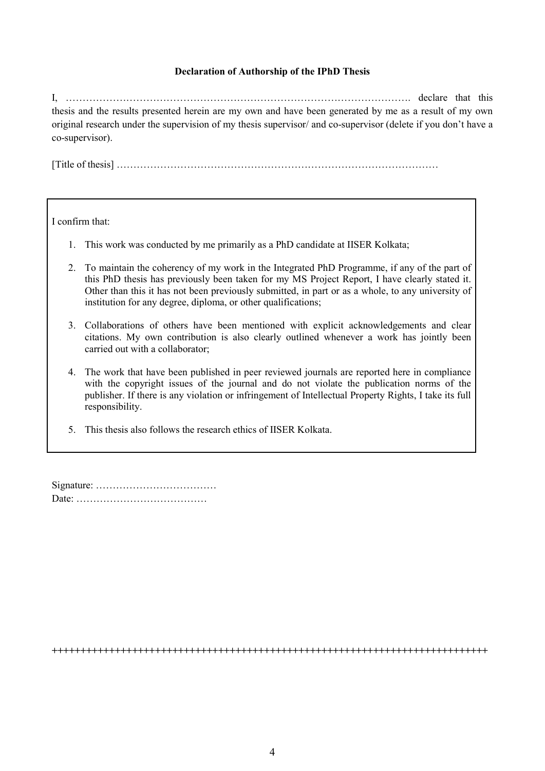**Declaration of Authorship of the IPhD Thesis**

I, ………………………………………………………………………………………. declare that this thesis and the results presented herein are my own and have been generated by me as a result of my own original research under the supervision of my thesis supervisor/ and co-supervisor (delete if you don't have a co-supervisor).

[Title of thesis] ……………………………………………………………………………………

I confirm that:

1. This work was conducted by me primarily as a PhD candidate at IISER Kolkata;
2. To maintain the coherency of my work in the Integrated PhD Programme, if any of the part of this PhD thesis has previously been taken for my MS Project Report, I have clearly stated it. Other than this it has not been previously submitted, in part or as a whole, to any university of institution for any degree, diploma, or other qualifications;
3. Collaborations of others have been mentioned with explicit acknowledgements and clear citations. My own contribution is also clearly outlined whenever a work has jointly been carried out with a collaborator;
4. The work that have been published in peer reviewed journals are reported here in compliance with the copyright issues of the journal and do not violate the publication norms of the publisher. If there is any violation or infringement of Intellectual Property Rights, I take its full responsibility.
5. This thesis also follows the research ethics of IISER Kolkata.

Signature: ………………………………  
Date: …………………………………

++++++++++++++++++++++++++++++++++++++++++++++++++++++++++++++++++++++++++++++